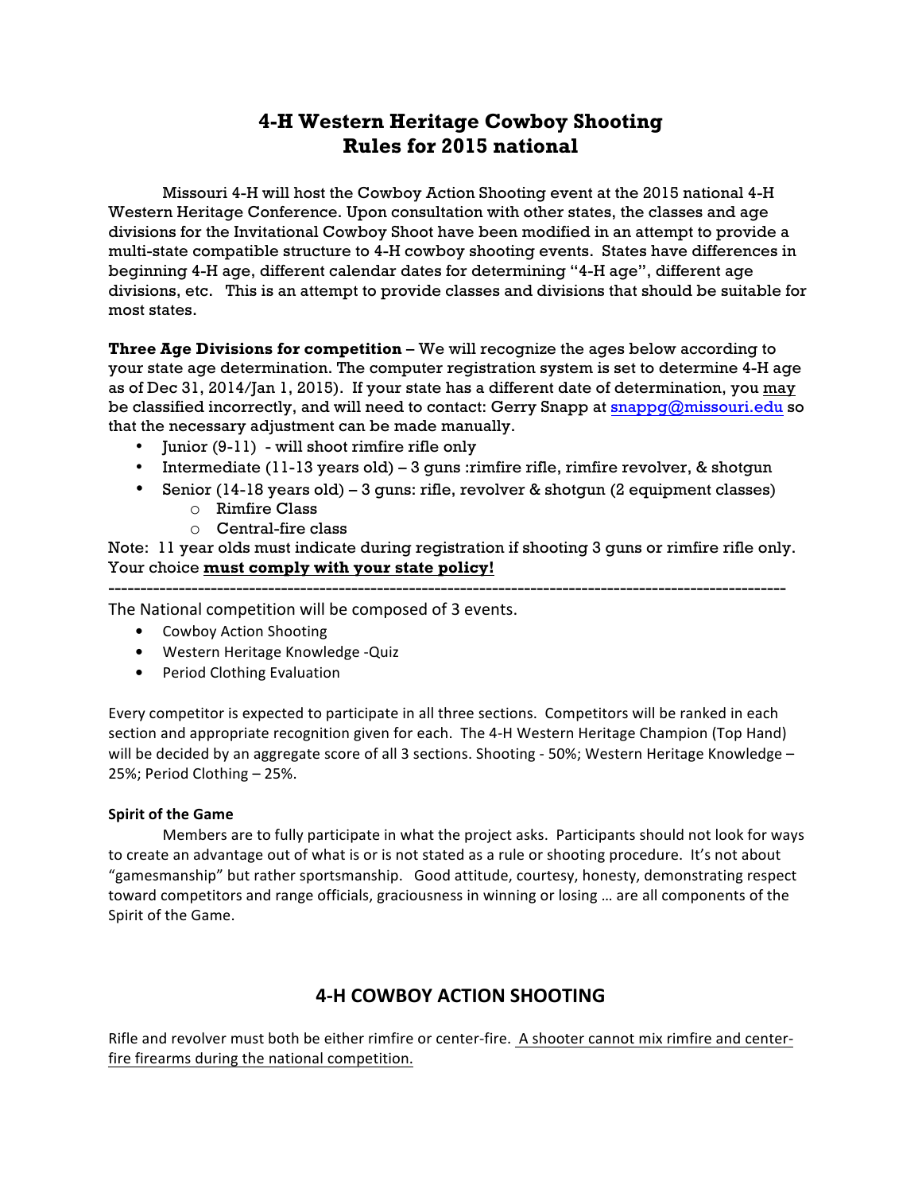# 4-H Western Heritage Cowboy Shooting
# Rules for 2015 national

Missouri 4-H will host the Cowboy Action Shooting event at the 2015 national 4-H Western Heritage Conference. Upon consultation with other states, the classes and age divisions for the Invitational Cowboy Shoot have been modified in an attempt to provide a multi-state compatible structure to 4-H cowboy shooting events. States have differences in beginning 4-H age, different calendar dates for determining "4-H age", different age divisions, etc. This is an attempt to provide classes and divisions that should be suitable for most states.

**Three Age Divisions for competition** – We will recognize the ages below according to your state age determination. The computer registration system is set to determine 4-H age as of Dec 31, 2014/Jan 1, 2015). If your state has a different date of determination, you may be classified incorrectly, and will need to contact: Gerry Snapp at snappg@missouri.edu so that the necessary adjustment can be made manually.

- Junior (9-11) - will shoot rimfire rifle only
- Intermediate (11-13 years old) – 3 guns :rimfire rifle, rimfire revolver, & shotgun
- Senior (14-18 years old) – 3 guns: rifle, revolver & shotgun (2 equipment classes)
  - Rimfire Class
  - Central-fire class

Note: 11 year olds must indicate during registration if shooting 3 guns or rimfire rifle only. Your choice **must comply with your state policy!**

---

The National competition will be composed of 3 events.

- Cowboy Action Shooting
- Western Heritage Knowledge -Quiz
- Period Clothing Evaluation

Every competitor is expected to participate in all three sections. Competitors will be ranked in each section and appropriate recognition given for each. The 4-H Western Heritage Champion (Top Hand) will be decided by an aggregate score of all 3 sections. Shooting - 50%; Western Heritage Knowledge – 25%; Period Clothing – 25%.

**Spirit of the Game**

Members are to fully participate in what the project asks. Participants should not look for ways to create an advantage out of what is or is not stated as a rule or shooting procedure. It's not about "gamesmanship" but rather sportsmanship. Good attitude, courtesy, honesty, demonstrating respect toward competitors and range officials, graciousness in winning or losing … are all components of the Spirit of the Game.

## 4-H COWBOY ACTION SHOOTING

Rifle and revolver must both be either rimfire or center-fire. A shooter cannot mix rimfire and center-fire firearms during the national competition.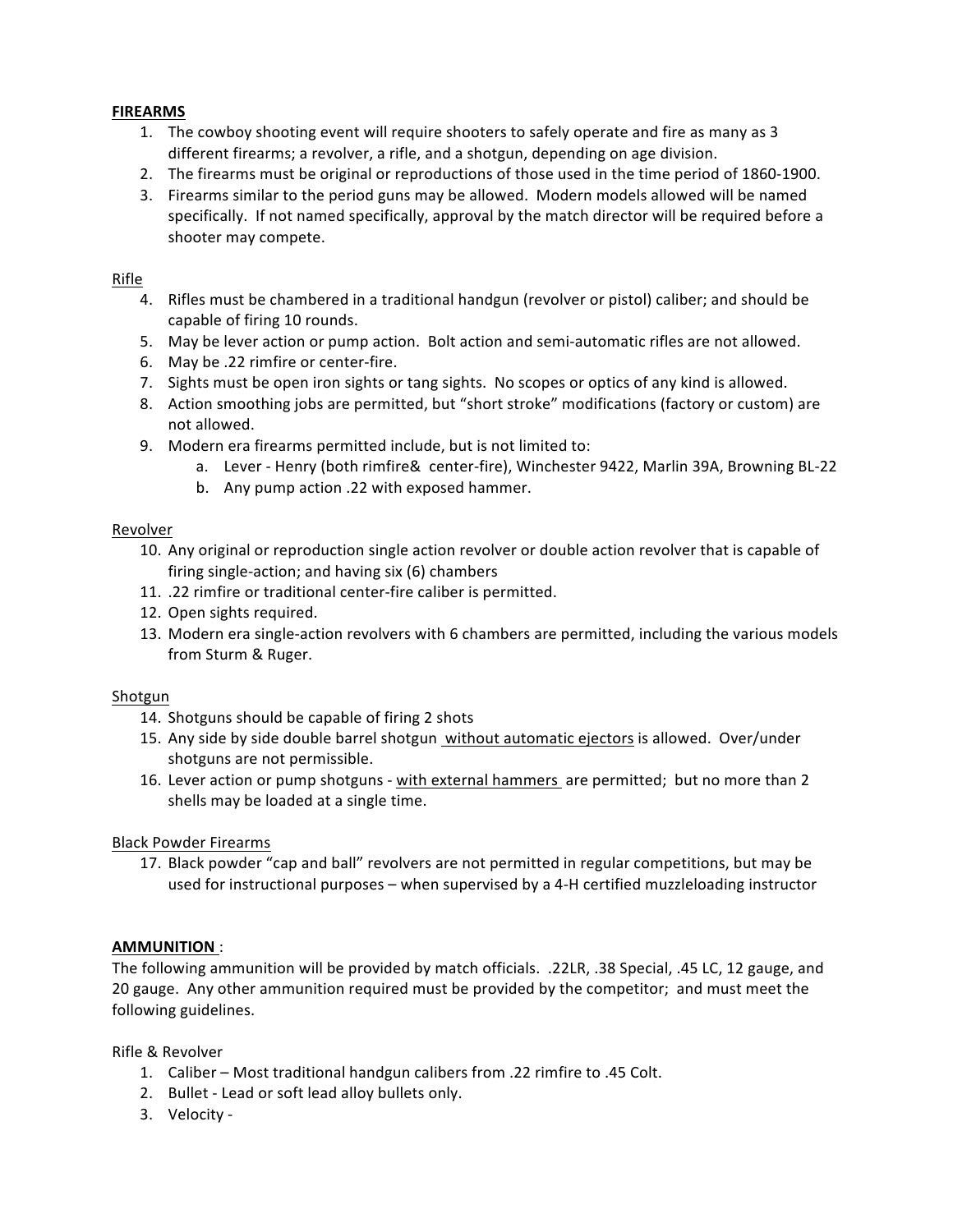**FIREARMS**

1. The cowboy shooting event will require shooters to safely operate and fire as many as 3 different firearms; a revolver, a rifle, and a shotgun, depending on age division.
2. The firearms must be original or reproductions of those used in the time period of 1860-1900.
3. Firearms similar to the period guns may be allowed. Modern models allowed will be named specifically. If not named specifically, approval by the match director will be required before a shooter may compete.

Rifle

4. Rifles must be chambered in a traditional handgun (revolver or pistol) caliber; and should be capable of firing 10 rounds.
5. May be lever action or pump action. Bolt action and semi-automatic rifles are not allowed.
6. May be .22 rimfire or center-fire.
7. Sights must be open iron sights or tang sights. No scopes or optics of any kind is allowed.
8. Action smoothing jobs are permitted, but "short stroke" modifications (factory or custom) are not allowed.
9. Modern era firearms permitted include, but is not limited to:
   a. Lever - Henry (both rimfire& center-fire), Winchester 9422, Marlin 39A, Browning BL-22
   b. Any pump action .22 with exposed hammer.

Revolver

10. Any original or reproduction single action revolver or double action revolver that is capable of firing single-action; and having six (6) chambers
11. .22 rimfire or traditional center-fire caliber is permitted.
12. Open sights required.
13. Modern era single-action revolvers with 6 chambers are permitted, including the various models from Sturm & Ruger.

Shotgun

14. Shotguns should be capable of firing 2 shots
15. Any side by side double barrel shotgun without automatic ejectors is allowed. Over/under shotguns are not permissible.
16. Lever action or pump shotguns - with external hammers are permitted; but no more than 2 shells may be loaded at a single time.

Black Powder Firearms

17. Black powder "cap and ball" revolvers are not permitted in regular competitions, but may be used for instructional purposes – when supervised by a 4-H certified muzzleloading instructor

**AMMUNITION** :

The following ammunition will be provided by match officials. .22LR, .38 Special, .45 LC, 12 gauge, and 20 gauge. Any other ammunition required must be provided by the competitor; and must meet the following guidelines.

Rifle & Revolver

1. Caliber – Most traditional handgun calibers from .22 rimfire to .45 Colt.
2. Bullet - Lead or soft lead alloy bullets only.
3. Velocity -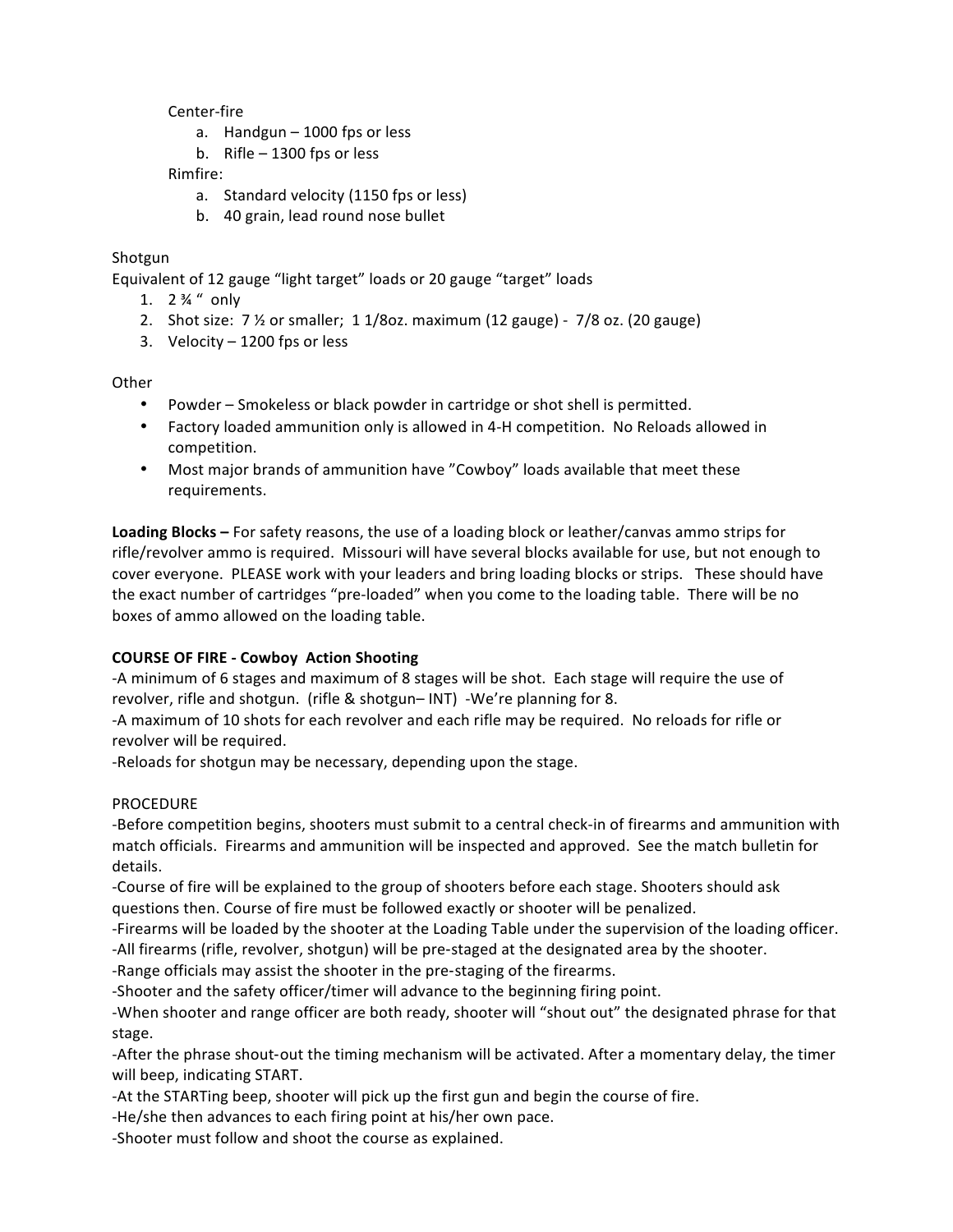Center-fire

a. Handgun – 1000 fps or less
b. Rifle – 1300 fps or less

Rimfire:

a. Standard velocity (1150 fps or less)
b. 40 grain, lead round nose bullet

Shotgun

Equivalent of 12 gauge "light target" loads or 20 gauge "target" loads

1. 2 ¾ " only
2. Shot size: 7 ½ or smaller; 1 1/8oz. maximum (12 gauge) - 7/8 oz. (20 gauge)
3. Velocity – 1200 fps or less

Other

- Powder – Smokeless or black powder in cartridge or shot shell is permitted.
- Factory loaded ammunition only is allowed in 4-H competition. No Reloads allowed in competition.
- Most major brands of ammunition have "Cowboy" loads available that meet these requirements.

**Loading Blocks –** For safety reasons, the use of a loading block or leather/canvas ammo strips for rifle/revolver ammo is required. Missouri will have several blocks available for use, but not enough to cover everyone. PLEASE work with your leaders and bring loading blocks or strips. These should have the exact number of cartridges "pre-loaded" when you come to the loading table. There will be no boxes of ammo allowed on the loading table.

**COURSE OF FIRE - Cowboy Action Shooting**

-A minimum of 6 stages and maximum of 8 stages will be shot. Each stage will require the use of revolver, rifle and shotgun. (rifle & shotgun– INT) -We're planning for 8.

-A maximum of 10 shots for each revolver and each rifle may be required. No reloads for rifle or revolver will be required.

-Reloads for shotgun may be necessary, depending upon the stage.

PROCEDURE

-Before competition begins, shooters must submit to a central check-in of firearms and ammunition with match officials. Firearms and ammunition will be inspected and approved. See the match bulletin for details.

-Course of fire will be explained to the group of shooters before each stage. Shooters should ask questions then. Course of fire must be followed exactly or shooter will be penalized.

-Firearms will be loaded by the shooter at the Loading Table under the supervision of the loading officer.

-All firearms (rifle, revolver, shotgun) will be pre-staged at the designated area by the shooter.

-Range officials may assist the shooter in the pre-staging of the firearms.

-Shooter and the safety officer/timer will advance to the beginning firing point.

-When shooter and range officer are both ready, shooter will "shout out" the designated phrase for that stage.

-After the phrase shout-out the timing mechanism will be activated. After a momentary delay, the timer will beep, indicating START.

-At the STARTing beep, shooter will pick up the first gun and begin the course of fire.

-He/she then advances to each firing point at his/her own pace.

-Shooter must follow and shoot the course as explained.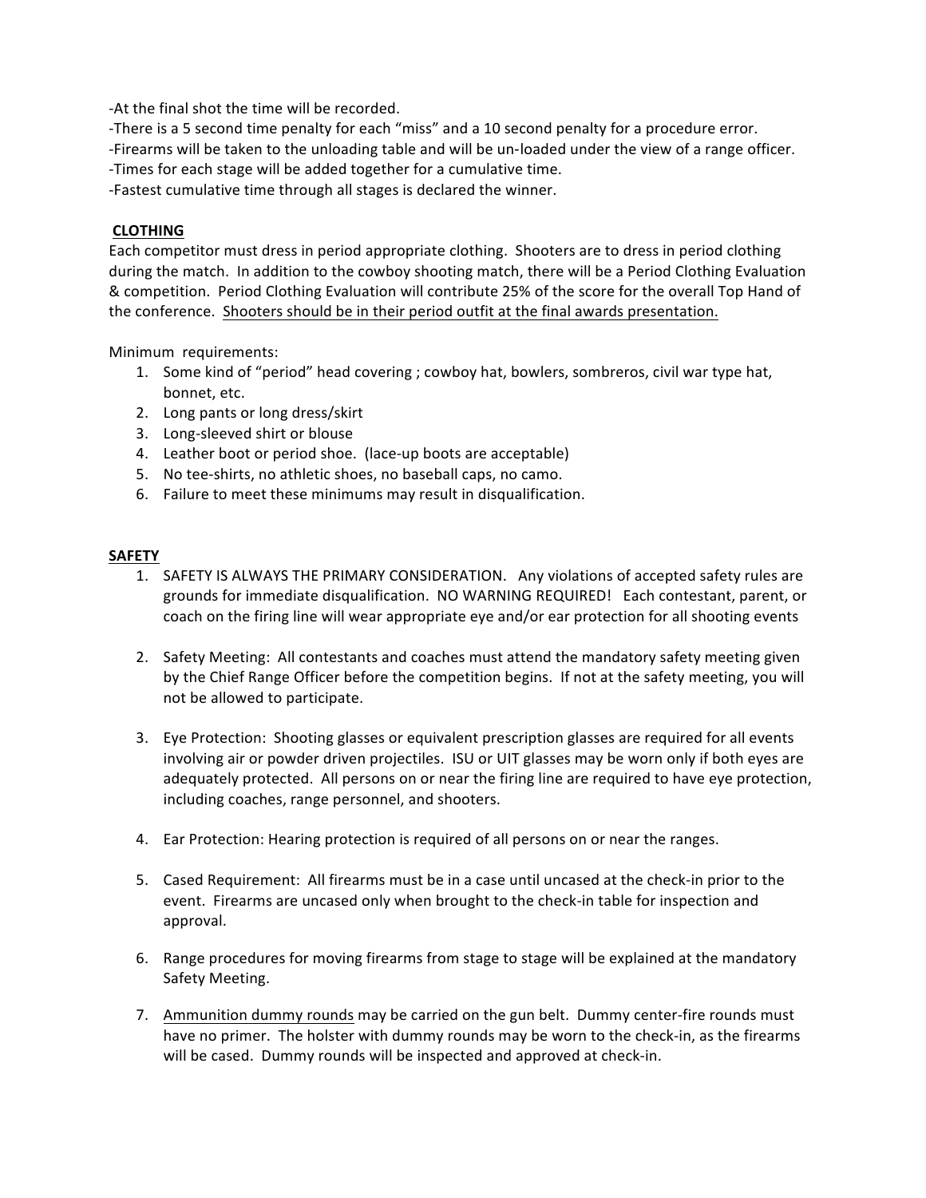-At the final shot the time will be recorded.
-There is a 5 second time penalty for each "miss" and a 10 second penalty for a procedure error.
-Firearms will be taken to the unloading table and will be un-loaded under the view of a range officer.
-Times for each stage will be added together for a cumulative time.
-Fastest cumulative time through all stages is declared the winner.

**CLOTHING**

Each competitor must dress in period appropriate clothing. Shooters are to dress in period clothing during the match. In addition to the cowboy shooting match, there will be a Period Clothing Evaluation & competition. Period Clothing Evaluation will contribute 25% of the score for the overall Top Hand of the conference. <u>Shooters should be in their period outfit at the final awards presentation.</u>

Minimum requirements:

1. Some kind of "period" head covering ; cowboy hat, bowlers, sombreros, civil war type hat, bonnet, etc.
2. Long pants or long dress/skirt
3. Long-sleeved shirt or blouse
4. Leather boot or period shoe. (lace-up boots are acceptable)
5. No tee-shirts, no athletic shoes, no baseball caps, no camo.
6. Failure to meet these minimums may result in disqualification.

**SAFETY**

1. SAFETY IS ALWAYS THE PRIMARY CONSIDERATION. Any violations of accepted safety rules are grounds for immediate disqualification. NO WARNING REQUIRED! Each contestant, parent, or coach on the firing line will wear appropriate eye and/or ear protection for all shooting events

2. Safety Meeting: All contestants and coaches must attend the mandatory safety meeting given by the Chief Range Officer before the competition begins. If not at the safety meeting, you will not be allowed to participate.

3. Eye Protection: Shooting glasses or equivalent prescription glasses are required for all events involving air or powder driven projectiles. ISU or UIT glasses may be worn only if both eyes are adequately protected. All persons on or near the firing line are required to have eye protection, including coaches, range personnel, and shooters.

4. Ear Protection: Hearing protection is required of all persons on or near the ranges.

5. Cased Requirement: All firearms must be in a case until uncased at the check-in prior to the event. Firearms are uncased only when brought to the check-in table for inspection and approval.

6. Range procedures for moving firearms from stage to stage will be explained at the mandatory Safety Meeting.

7. <u>Ammunition dummy rounds</u> may be carried on the gun belt. Dummy center-fire rounds must have no primer. The holster with dummy rounds may be worn to the check-in, as the firearms will be cased. Dummy rounds will be inspected and approved at check-in.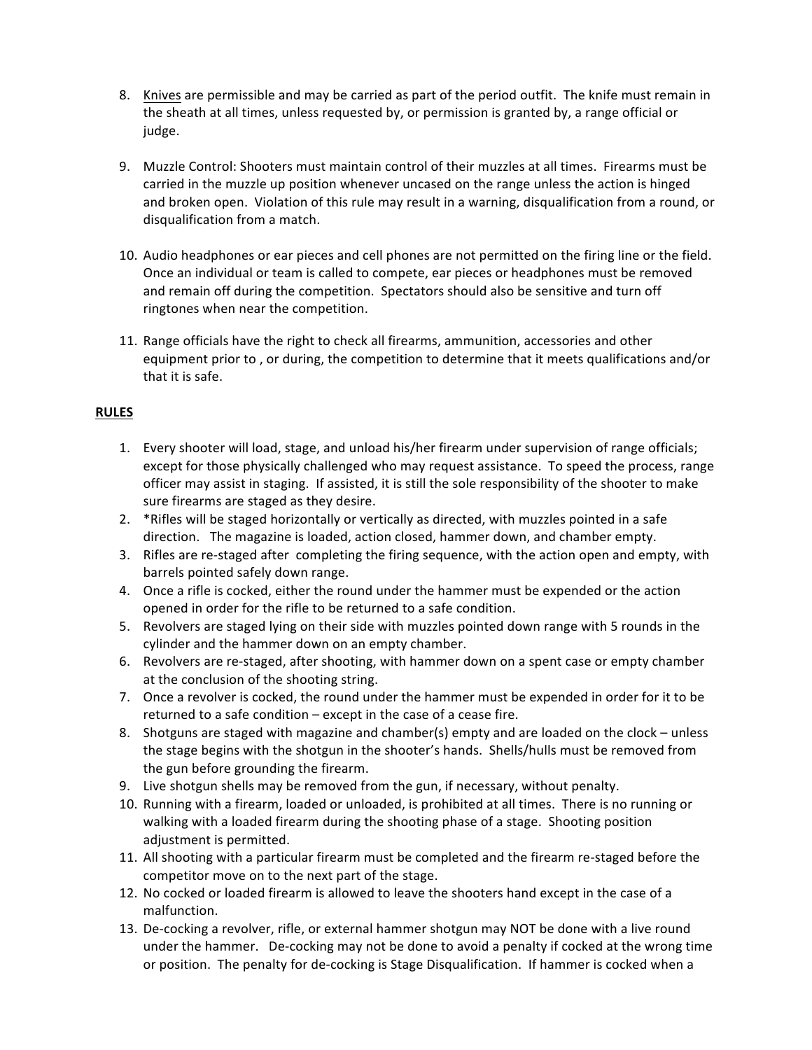8. <u>Knives</u> are permissible and may be carried as part of the period outfit. The knife must remain in the sheath at all times, unless requested by, or permission is granted by, a range official or judge.

9. Muzzle Control: Shooters must maintain control of their muzzles at all times. Firearms must be carried in the muzzle up position whenever uncased on the range unless the action is hinged and broken open. Violation of this rule may result in a warning, disqualification from a round, or disqualification from a match.

10. Audio headphones or ear pieces and cell phones are not permitted on the firing line or the field. Once an individual or team is called to compete, ear pieces or headphones must be removed and remain off during the competition. Spectators should also be sensitive and turn off ringtones when near the competition.

11. Range officials have the right to check all firearms, ammunition, accessories and other equipment prior to , or during, the competition to determine that it meets qualifications and/or that it is safe.

**<u>RULES</u>**

1. Every shooter will load, stage, and unload his/her firearm under supervision of range officials; except for those physically challenged who may request assistance. To speed the process, range officer may assist in staging. If assisted, it is still the sole responsibility of the shooter to make sure firearms are staged as they desire.
2. *Rifles will be staged horizontally or vertically as directed, with muzzles pointed in a safe direction. The magazine is loaded, action closed, hammer down, and chamber empty.
3. Rifles are re-staged after completing the firing sequence, with the action open and empty, with barrels pointed safely down range.
4. Once a rifle is cocked, either the round under the hammer must be expended or the action opened in order for the rifle to be returned to a safe condition.
5. Revolvers are staged lying on their side with muzzles pointed down range with 5 rounds in the cylinder and the hammer down on an empty chamber.
6. Revolvers are re-staged, after shooting, with hammer down on a spent case or empty chamber at the conclusion of the shooting string.
7. Once a revolver is cocked, the round under the hammer must be expended in order for it to be returned to a safe condition – except in the case of a cease fire.
8. Shotguns are staged with magazine and chamber(s) empty and are loaded on the clock – unless the stage begins with the shotgun in the shooter's hands. Shells/hulls must be removed from the gun before grounding the firearm.
9. Live shotgun shells may be removed from the gun, if necessary, without penalty.
10. Running with a firearm, loaded or unloaded, is prohibited at all times. There is no running or walking with a loaded firearm during the shooting phase of a stage. Shooting position adjustment is permitted.
11. All shooting with a particular firearm must be completed and the firearm re-staged before the competitor move on to the next part of the stage.
12. No cocked or loaded firearm is allowed to leave the shooters hand except in the case of a malfunction.
13. De-cocking a revolver, rifle, or external hammer shotgun may NOT be done with a live round under the hammer. De-cocking may not be done to avoid a penalty if cocked at the wrong time or position. The penalty for de-cocking is Stage Disqualification. If hammer is cocked when a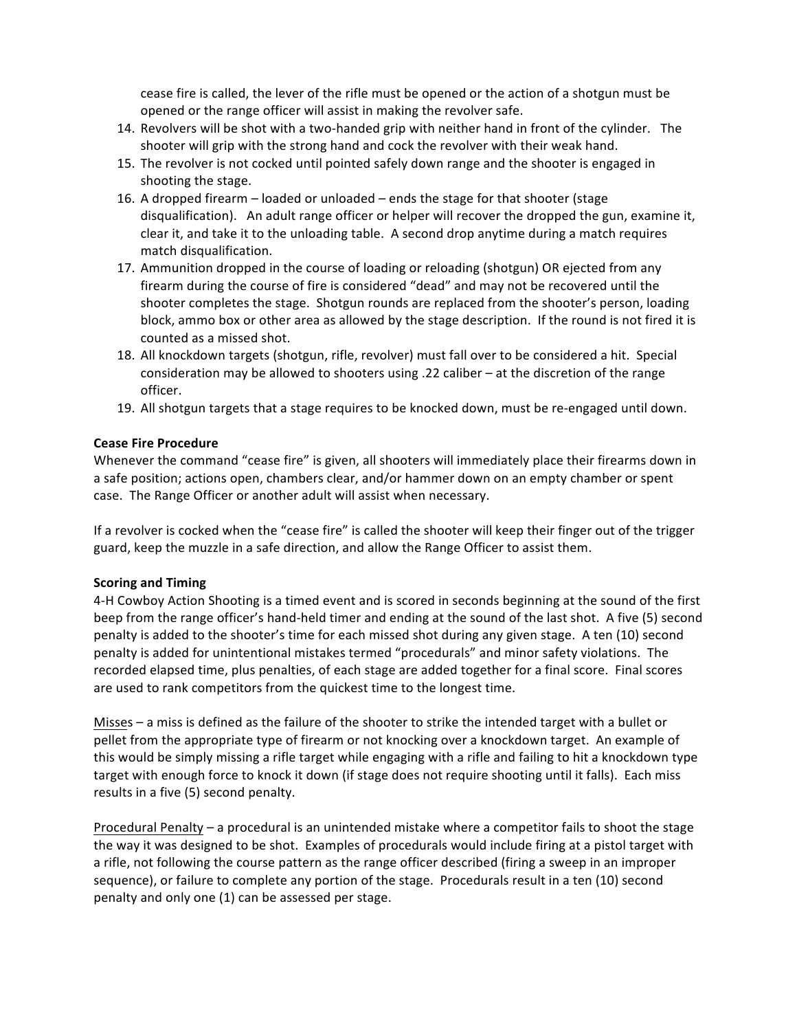cease fire is called, the lever of the rifle must be opened or the action of a shotgun must be opened or the range officer will assist in making the revolver safe.

14. Revolvers will be shot with a two-handed grip with neither hand in front of the cylinder. The shooter will grip with the strong hand and cock the revolver with their weak hand.
15. The revolver is not cocked until pointed safely down range and the shooter is engaged in shooting the stage.
16. A dropped firearm – loaded or unloaded – ends the stage for that shooter (stage disqualification). An adult range officer or helper will recover the dropped the gun, examine it, clear it, and take it to the unloading table. A second drop anytime during a match requires match disqualification.
17. Ammunition dropped in the course of loading or reloading (shotgun) OR ejected from any firearm during the course of fire is considered "dead" and may not be recovered until the shooter completes the stage. Shotgun rounds are replaced from the shooter's person, loading block, ammo box or other area as allowed by the stage description. If the round is not fired it is counted as a missed shot.
18. All knockdown targets (shotgun, rifle, revolver) must fall over to be considered a hit. Special consideration may be allowed to shooters using .22 caliber – at the discretion of the range officer.
19. All shotgun targets that a stage requires to be knocked down, must be re-engaged until down.

**Cease Fire Procedure**

Whenever the command "cease fire" is given, all shooters will immediately place their firearms down in a safe position; actions open, chambers clear, and/or hammer down on an empty chamber or spent case. The Range Officer or another adult will assist when necessary.

If a revolver is cocked when the "cease fire" is called the shooter will keep their finger out of the trigger guard, keep the muzzle in a safe direction, and allow the Range Officer to assist them.

**Scoring and Timing**

4-H Cowboy Action Shooting is a timed event and is scored in seconds beginning at the sound of the first beep from the range officer's hand-held timer and ending at the sound of the last shot. A five (5) second penalty is added to the shooter's time for each missed shot during any given stage. A ten (10) second penalty is added for unintentional mistakes termed "procedurals" and minor safety violations. The recorded elapsed time, plus penalties, of each stage are added together for a final score. Final scores are used to rank competitors from the quickest time to the longest time.

<u>Misses</u> – a miss is defined as the failure of the shooter to strike the intended target with a bullet or pellet from the appropriate type of firearm or not knocking over a knockdown target. An example of this would be simply missing a rifle target while engaging with a rifle and failing to hit a knockdown type target with enough force to knock it down (if stage does not require shooting until it falls). Each miss results in a five (5) second penalty.

<u>Procedural Penalty</u> – a procedural is an unintended mistake where a competitor fails to shoot the stage the way it was designed to be shot. Examples of procedurals would include firing at a pistol target with a rifle, not following the course pattern as the range officer described (firing a sweep in an improper sequence), or failure to complete any portion of the stage. Procedurals result in a ten (10) second penalty and only one (1) can be assessed per stage.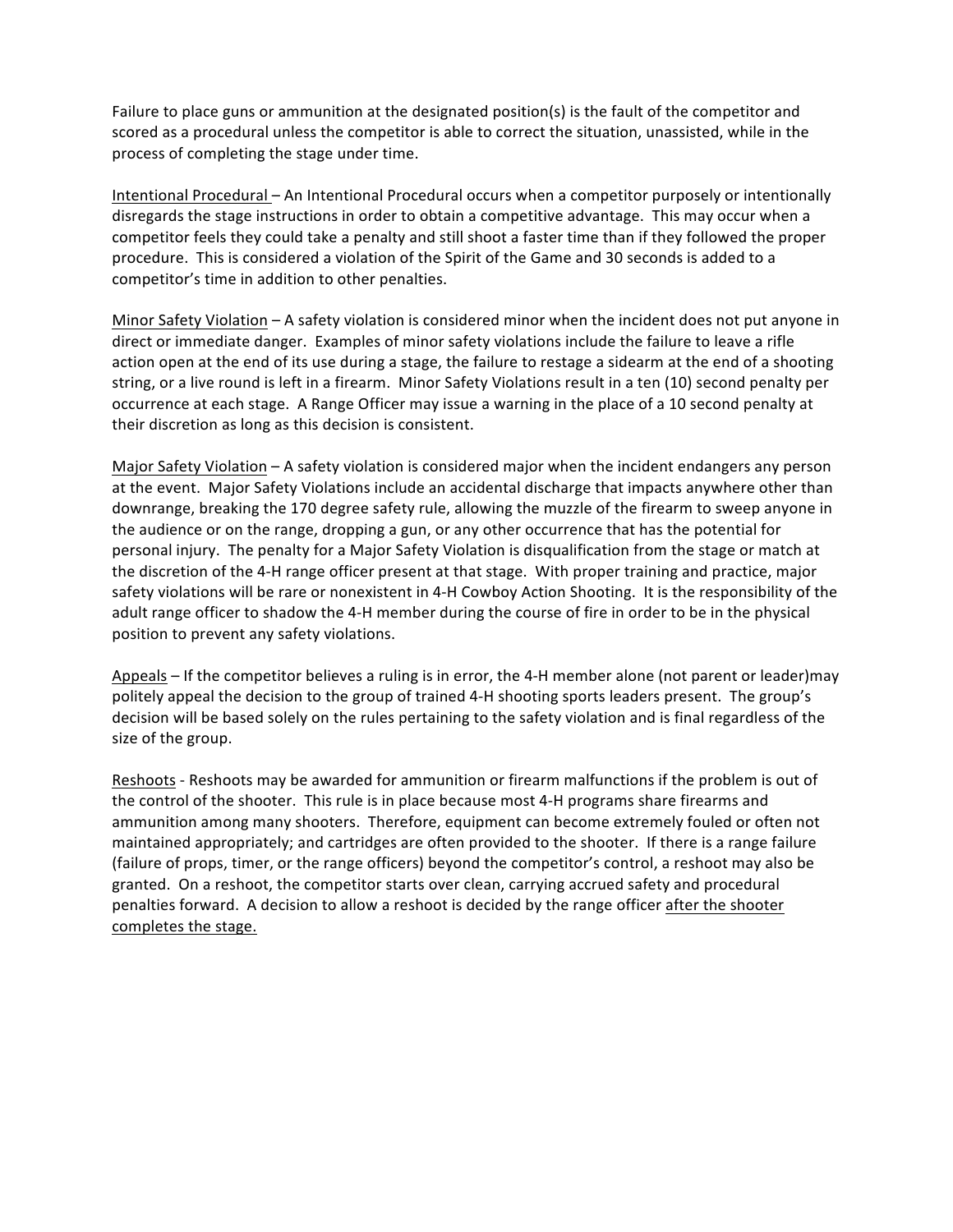Failure to place guns or ammunition at the designated position(s) is the fault of the competitor and scored as a procedural unless the competitor is able to correct the situation, unassisted, while in the process of completing the stage under time.

<u>Intentional Procedural</u> – An Intentional Procedural occurs when a competitor purposely or intentionally disregards the stage instructions in order to obtain a competitive advantage. This may occur when a competitor feels they could take a penalty and still shoot a faster time than if they followed the proper procedure. This is considered a violation of the Spirit of the Game and 30 seconds is added to a competitor's time in addition to other penalties.

<u>Minor Safety Violation</u> – A safety violation is considered minor when the incident does not put anyone in direct or immediate danger. Examples of minor safety violations include the failure to leave a rifle action open at the end of its use during a stage, the failure to restage a sidearm at the end of a shooting string, or a live round is left in a firearm. Minor Safety Violations result in a ten (10) second penalty per occurrence at each stage. A Range Officer may issue a warning in the place of a 10 second penalty at their discretion as long as this decision is consistent.

<u>Major Safety Violation</u> – A safety violation is considered major when the incident endangers any person at the event. Major Safety Violations include an accidental discharge that impacts anywhere other than downrange, breaking the 170 degree safety rule, allowing the muzzle of the firearm to sweep anyone in the audience or on the range, dropping a gun, or any other occurrence that has the potential for personal injury. The penalty for a Major Safety Violation is disqualification from the stage or match at the discretion of the 4-H range officer present at that stage. With proper training and practice, major safety violations will be rare or nonexistent in 4-H Cowboy Action Shooting. It is the responsibility of the adult range officer to shadow the 4-H member during the course of fire in order to be in the physical position to prevent any safety violations.

<u>Appeals</u> – If the competitor believes a ruling is in error, the 4-H member alone (not parent or leader)may politely appeal the decision to the group of trained 4-H shooting sports leaders present. The group's decision will be based solely on the rules pertaining to the safety violation and is final regardless of the size of the group.

<u>Reshoots</u> - Reshoots may be awarded for ammunition or firearm malfunctions if the problem is out of the control of the shooter. This rule is in place because most 4-H programs share firearms and ammunition among many shooters. Therefore, equipment can become extremely fouled or often not maintained appropriately; and cartridges are often provided to the shooter. If there is a range failure (failure of props, timer, or the range officers) beyond the competitor's control, a reshoot may also be granted. On a reshoot, the competitor starts over clean, carrying accrued safety and procedural penalties forward. A decision to allow a reshoot is decided by the range officer <u>after the shooter completes the stage.</u>